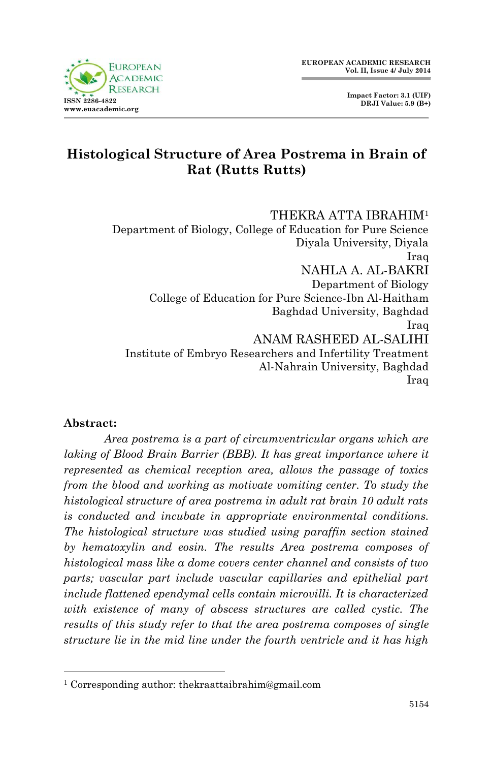# Histological Structure of Area Postrema in Brain of Rat (Rutts Rutts)

THEKRA ATTA IBRAHIM[1]
Department of Biology, College of Education for Pure Science
Diyala University, Diyala
Iraq

NAHLA A. AL-BAKRI
Department of Biology
College of Education for Pure Science-Ibn Al-Haitham
Baghdad University, Baghdad
Iraq

ANAM RASHEED AL-SALIHI
Institute of Embryo Researchers and Infertility Treatment
Al-Nahrain University, Baghdad
Iraq

**Abstract:**

*Area postrema is a part of circumventricular organs which are laking of Blood Brain Barrier (BBB). It has great importance where it represented as chemical reception area, allows the passage of toxics from the blood and working as motivate vomiting center. To study the histological structure of area postrema in adult rat brain 10 adult rats is conducted and incubate in appropriate environmental conditions. The histological structure was studied using paraffin section stained by hematoxylin and eosin. The results Area postrema composes of histological mass like a dome covers center channel and consists of two parts; vascular part include vascular capillaries and epithelial part include flattened ependymal cells contain microvilli. It is characterized with existence of many of abscess structures are called cystic. The results of this study refer to that the area postrema composes of single structure lie in the mid line under the fourth ventricle and it has high*

---

[1] Corresponding author: thekraattaibrahim@gmail.com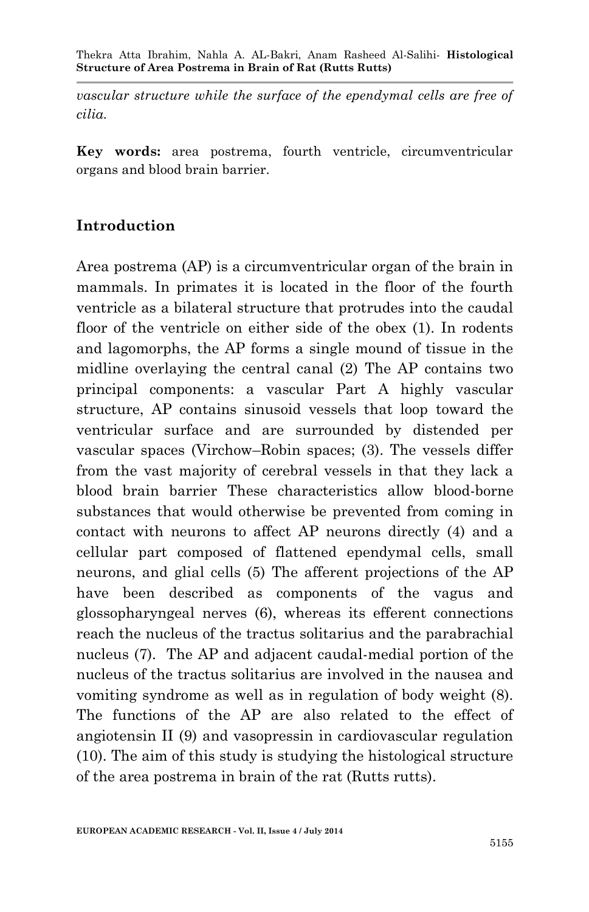*vascular structure while the surface of the ependymal cells are free of cilia.*

**Key words:** area postrema, fourth ventricle, circumventricular organs and blood brain barrier.

## Introduction

Area postrema (AP) is a circumventricular organ of the brain in mammals. In primates it is located in the floor of the fourth ventricle as a bilateral structure that protrudes into the caudal floor of the ventricle on either side of the obex (1). In rodents and lagomorphs, the AP forms a single mound of tissue in the midline overlaying the central canal (2) The AP contains two principal components: a vascular Part A highly vascular structure, AP contains sinusoid vessels that loop toward the ventricular surface and are surrounded by distended per vascular spaces (Virchow–Robin spaces; (3). The vessels differ from the vast majority of cerebral vessels in that they lack a blood brain barrier These characteristics allow blood-borne substances that would otherwise be prevented from coming in contact with neurons to affect AP neurons directly (4) and a cellular part composed of flattened ependymal cells, small neurons, and glial cells (5) The afferent projections of the AP have been described as components of the vagus and glossopharyngeal nerves (6), whereas its efferent connections reach the nucleus of the tractus solitarius and the parabrachial nucleus (7). The AP and adjacent caudal-medial portion of the nucleus of the tractus solitarius are involved in the nausea and vomiting syndrome as well as in regulation of body weight (8). The functions of the AP are also related to the effect of angiotensin II (9) and vasopressin in cardiovascular regulation (10). The aim of this study is studying the histological structure of the area postrema in brain of the rat (Rutts rutts).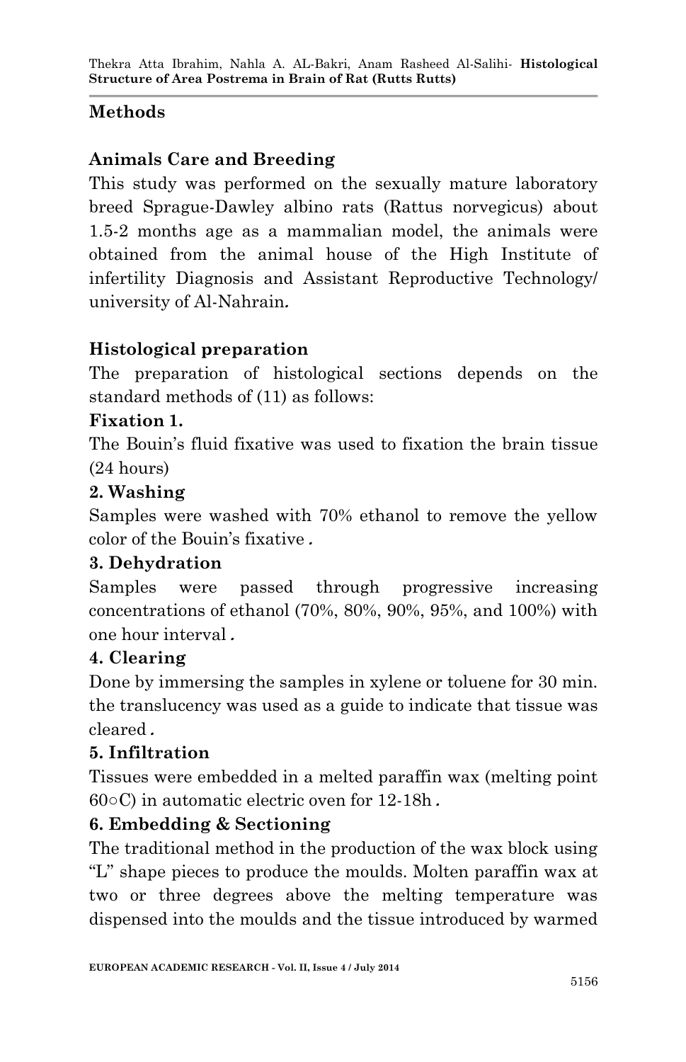## Methods

### Animals Care and Breeding

This study was performed on the sexually mature laboratory breed Sprague-Dawley albino rats (Rattus norvegicus) about 1.5-2 months age as a mammalian model, the animals were obtained from the animal house of the High Institute of infertility Diagnosis and Assistant Reproductive Technology/ university of Al-Nahrain.

### Histological preparation

The preparation of histological sections depends on the standard methods of (11) as follows:

**Fixation 1.**

The Bouin's fluid fixative was used to fixation the brain tissue (24 hours)

**2. Washing**

Samples were washed with 70% ethanol to remove the yellow color of the Bouin's fixative.

**3. Dehydration**

Samples were passed through progressive increasing concentrations of ethanol (70%, 80%, 90%, 95%, and 100%) with one hour interval.

**4. Clearing**

Done by immersing the samples in xylene or toluene for 30 min. the translucency was used as a guide to indicate that tissue was cleared.

**5. Infiltration**

Tissues were embedded in a melted paraffin wax (melting point 60○C) in automatic electric oven for 12-18h.

**6. Embedding & Sectioning**

The traditional method in the production of the wax block using "L" shape pieces to produce the moulds. Molten paraffin wax at two or three degrees above the melting temperature was dispensed into the moulds and the tissue introduced by warmed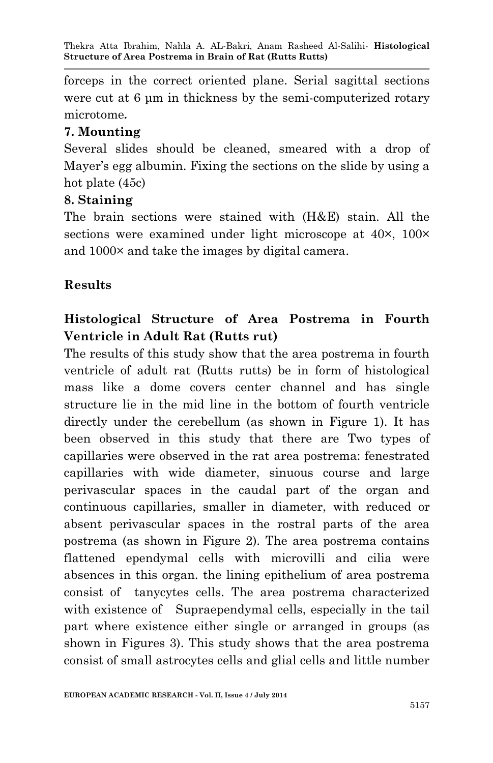forceps in the correct oriented plane. Serial sagittal sections were cut at 6 µm in thickness by the semi-computerized rotary microtome*.*

### 7. Mounting

Several slides should be cleaned, smeared with a drop of Mayer's egg albumin. Fixing the sections on the slide by using a hot plate (45c)

### 8. Staining

The brain sections were stained with (H&E) stain. All the sections were examined under light microscope at 40×, 100× and 1000× and take the images by digital camera.

## Results

### Histological Structure of Area Postrema in Fourth Ventricle in Adult Rat (Rutts rut)

The results of this study show that the area postrema in fourth ventricle of adult rat (Rutts rutts) be in form of histological mass like a dome covers center channel and has single structure lie in the mid line in the bottom of fourth ventricle directly under the cerebellum (as shown in Figure 1). It has been observed in this study that there are Two types of capillaries were observed in the rat area postrema: fenestrated capillaries with wide diameter, sinuous course and large perivascular spaces in the caudal part of the organ and continuous capillaries, smaller in diameter, with reduced or absent perivascular spaces in the rostral parts of the area postrema (as shown in Figure 2). The area postrema contains flattened ependymal cells with microvilli and cilia were absences in this organ. the lining epithelium of area postrema consist of tanycytes cells. The area postrema characterized with existence of Supraependymal cells, especially in the tail part where existence either single or arranged in groups (as shown in Figures 3). This study shows that the area postrema consist of small astrocytes cells and glial cells and little number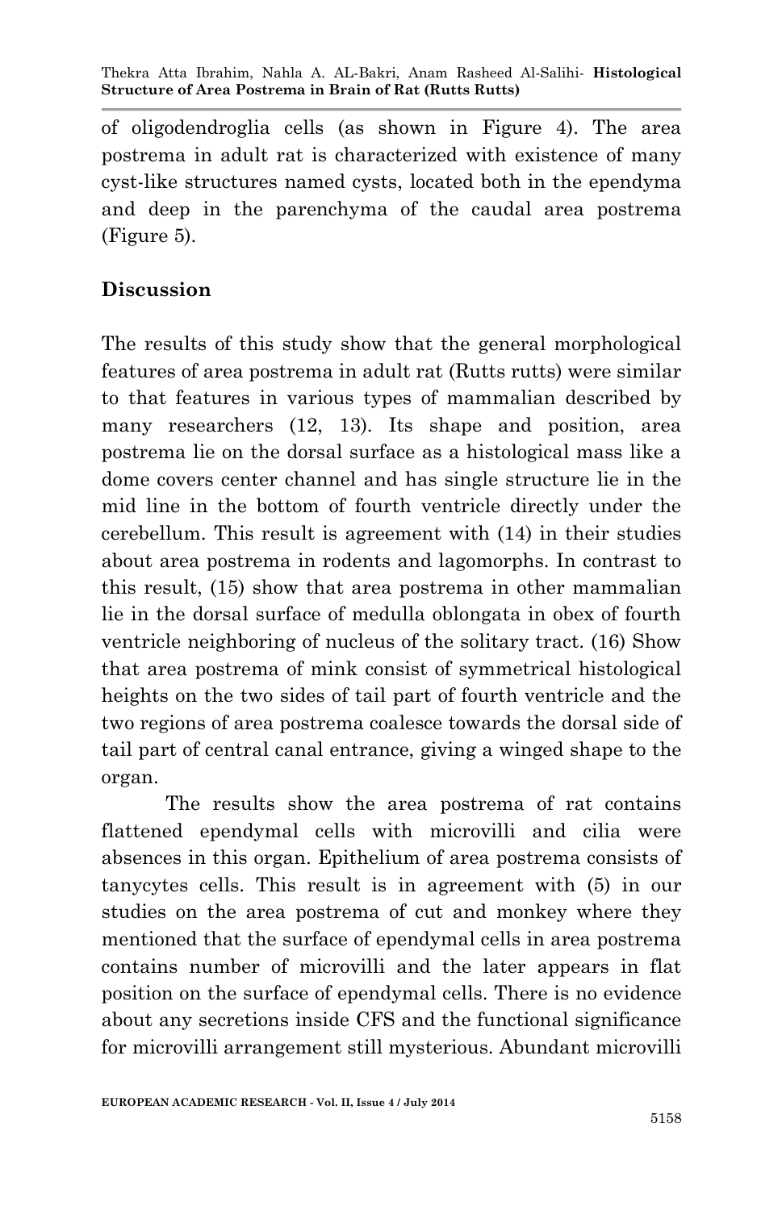of oligodendroglia cells (as shown in Figure 4). The area postrema in adult rat is characterized with existence of many cyst-like structures named cysts, located both in the ependyma and deep in the parenchyma of the caudal area postrema (Figure 5).

## Discussion

The results of this study show that the general morphological features of area postrema in adult rat (Rutts rutts) were similar to that features in various types of mammalian described by many researchers (12, 13). Its shape and position, area postrema lie on the dorsal surface as a histological mass like a dome covers center channel and has single structure lie in the mid line in the bottom of fourth ventricle directly under the cerebellum. This result is agreement with (14) in their studies about area postrema in rodents and lagomorphs. In contrast to this result, (15) show that area postrema in other mammalian lie in the dorsal surface of medulla oblongata in obex of fourth ventricle neighboring of nucleus of the solitary tract. (16) Show that area postrema of mink consist of symmetrical histological heights on the two sides of tail part of fourth ventricle and the two regions of area postrema coalesce towards the dorsal side of tail part of central canal entrance, giving a winged shape to the organ.

The results show the area postrema of rat contains flattened ependymal cells with microvilli and cilia were absences in this organ. Epithelium of area postrema consists of tanycytes cells. This result is in agreement with (5) in our studies on the area postrema of cut and monkey where they mentioned that the surface of ependymal cells in area postrema contains number of microvilli and the later appears in flat position on the surface of ependymal cells. There is no evidence about any secretions inside CFS and the functional significance for microvilli arrangement still mysterious. Abundant microvilli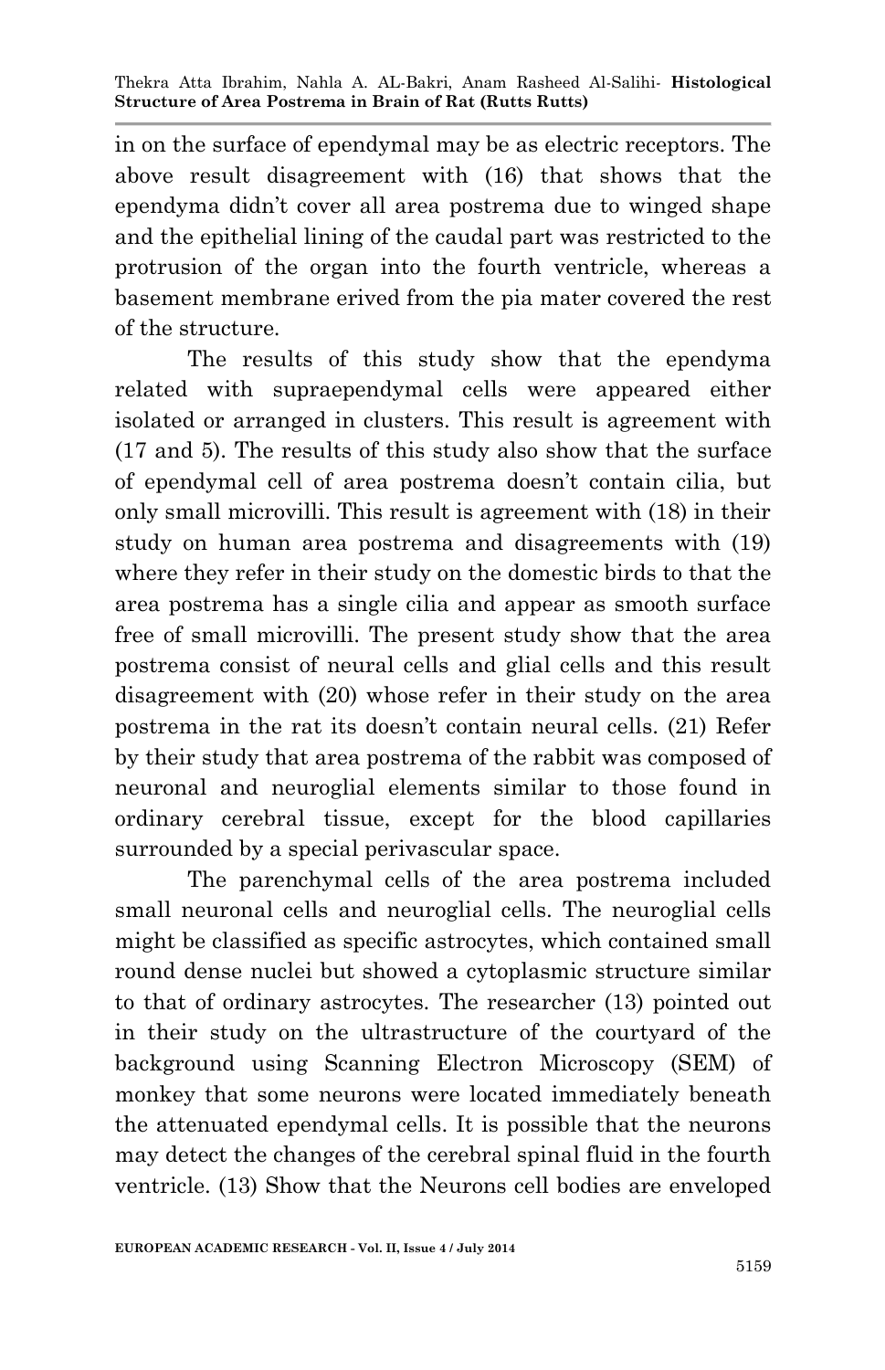in on the surface of ependymal may be as electric receptors. The above result disagreement with (16) that shows that the ependyma didn't cover all area postrema due to winged shape and the epithelial lining of the caudal part was restricted to the protrusion of the organ into the fourth ventricle, whereas a basement membrane erived from the pia mater covered the rest of the structure.

The results of this study show that the ependyma related with supraependymal cells were appeared either isolated or arranged in clusters. This result is agreement with (17 and 5). The results of this study also show that the surface of ependymal cell of area postrema doesn't contain cilia, but only small microvilli. This result is agreement with (18) in their study on human area postrema and disagreements with (19) where they refer in their study on the domestic birds to that the area postrema has a single cilia and appear as smooth surface free of small microvilli. The present study show that the area postrema consist of neural cells and glial cells and this result disagreement with (20) whose refer in their study on the area postrema in the rat its doesn't contain neural cells. (21) Refer by their study that area postrema of the rabbit was composed of neuronal and neuroglial elements similar to those found in ordinary cerebral tissue, except for the blood capillaries surrounded by a special perivascular space.

The parenchymal cells of the area postrema included small neuronal cells and neuroglial cells. The neuroglial cells might be classified as specific astrocytes, which contained small round dense nuclei but showed a cytoplasmic structure similar to that of ordinary astrocytes. The researcher (13) pointed out in their study on the ultrastructure of the courtyard of the background using Scanning Electron Microscopy (SEM) of monkey that some neurons were located immediately beneath the attenuated ependymal cells. It is possible that the neurons may detect the changes of the cerebral spinal fluid in the fourth ventricle. (13) Show that the Neurons cell bodies are enveloped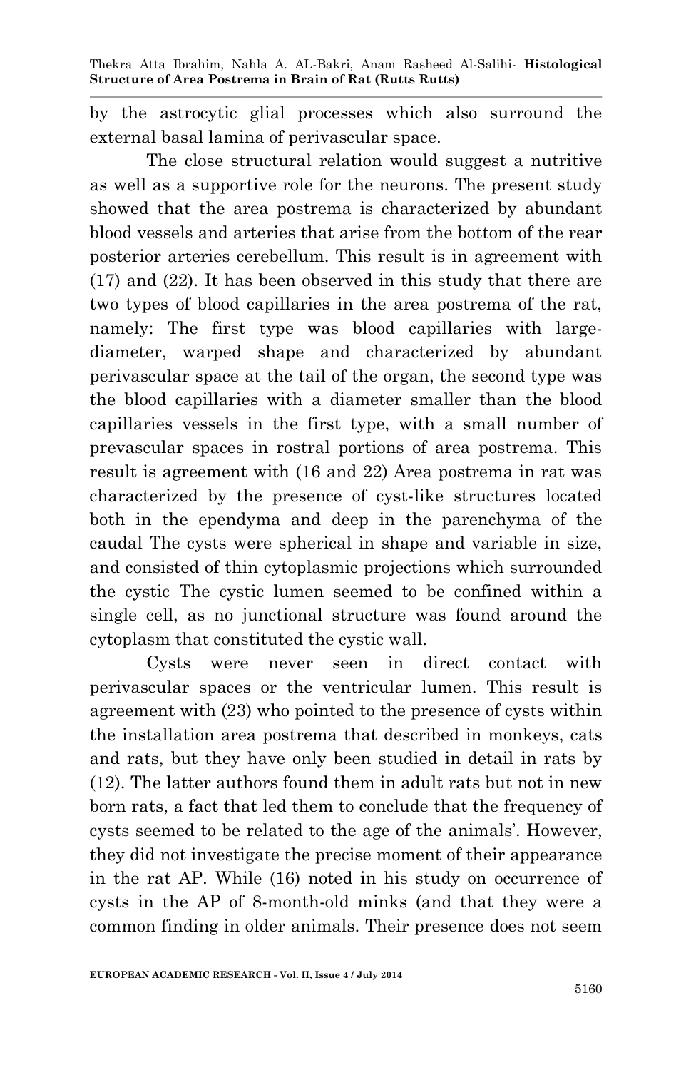by the astrocytic glial processes which also surround the external basal lamina of perivascular space.

The close structural relation would suggest a nutritive as well as a supportive role for the neurons. The present study showed that the area postrema is characterized by abundant blood vessels and arteries that arise from the bottom of the rear posterior arteries cerebellum. This result is in agreement with (17) and (22). It has been observed in this study that there are two types of blood capillaries in the area postrema of the rat, namely: The first type was blood capillaries with large-diameter, warped shape and characterized by abundant perivascular space at the tail of the organ, the second type was the blood capillaries with a diameter smaller than the blood capillaries vessels in the first type, with a small number of prevascular spaces in rostral portions of area postrema. This result is agreement with (16 and 22) Area postrema in rat was characterized by the presence of cyst-like structures located both in the ependyma and deep in the parenchyma of the caudal The cysts were spherical in shape and variable in size, and consisted of thin cytoplasmic projections which surrounded the cystic The cystic lumen seemed to be confined within a single cell, as no junctional structure was found around the cytoplasm that constituted the cystic wall.

Cysts were never seen in direct contact with perivascular spaces or the ventricular lumen. This result is agreement with (23) who pointed to the presence of cysts within the installation area postrema that described in monkeys, cats and rats, but they have only been studied in detail in rats by (12). The latter authors found them in adult rats but not in new born rats, a fact that led them to conclude that the frequency of cysts seemed to be related to the age of the animals'. However, they did not investigate the precise moment of their appearance in the rat AP. While (16) noted in his study on occurrence of cysts in the AP of 8-month-old minks (and that they were a common finding in older animals. Their presence does not seem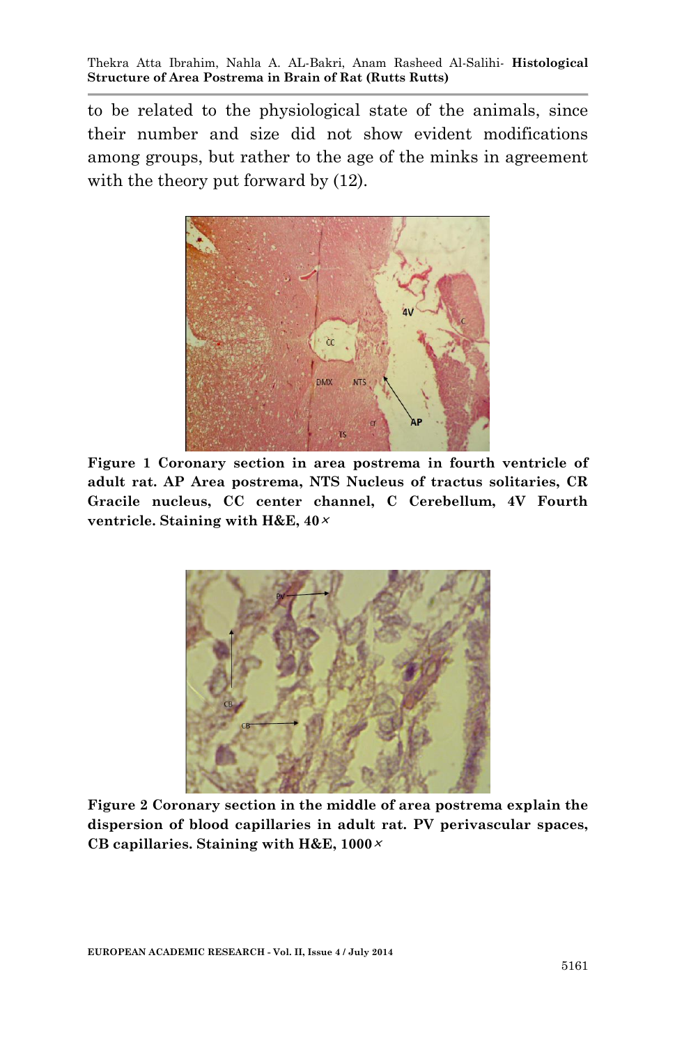to be related to the physiological state of the animals, since their number and size did not show evident modifications among groups, but rather to the age of the minks in agreement with the theory put forward by (12).

**Figure 1 Coronary section in area postrema in fourth ventricle of adult rat. AP Area postrema, NTS Nucleus of tractus solitaries, CR Gracile nucleus, CC center channel, C Cerebellum, 4V Fourth ventricle. Staining with H&E, 40×**

**Figure 2 Coronary section in the middle of area postrema explain the dispersion of blood capillaries in adult rat. PV perivascular spaces, CB capillaries. Staining with H&E, 1000×**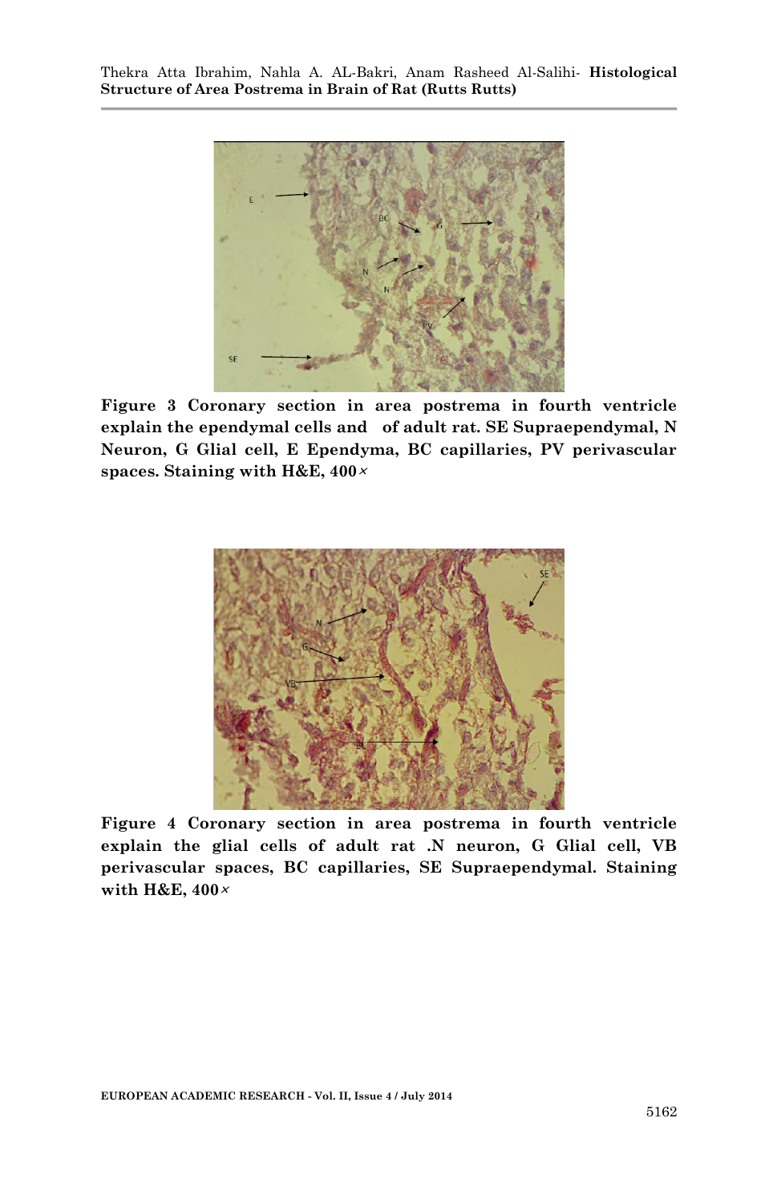**Figure 3 Coronary section in area postrema in fourth ventricle explain the ependymal cells and of adult rat. SE Supraependymal, N Neuron, G Glial cell, E Ependyma, BC capillaries, PV perivascular spaces. Staining with H&E, 400×**

**Figure 4 Coronary section in area postrema in fourth ventricle explain the glial cells of adult rat .N neuron, G Glial cell, VB perivascular spaces, BC capillaries, SE Supraependymal. Staining with H&E, 400×**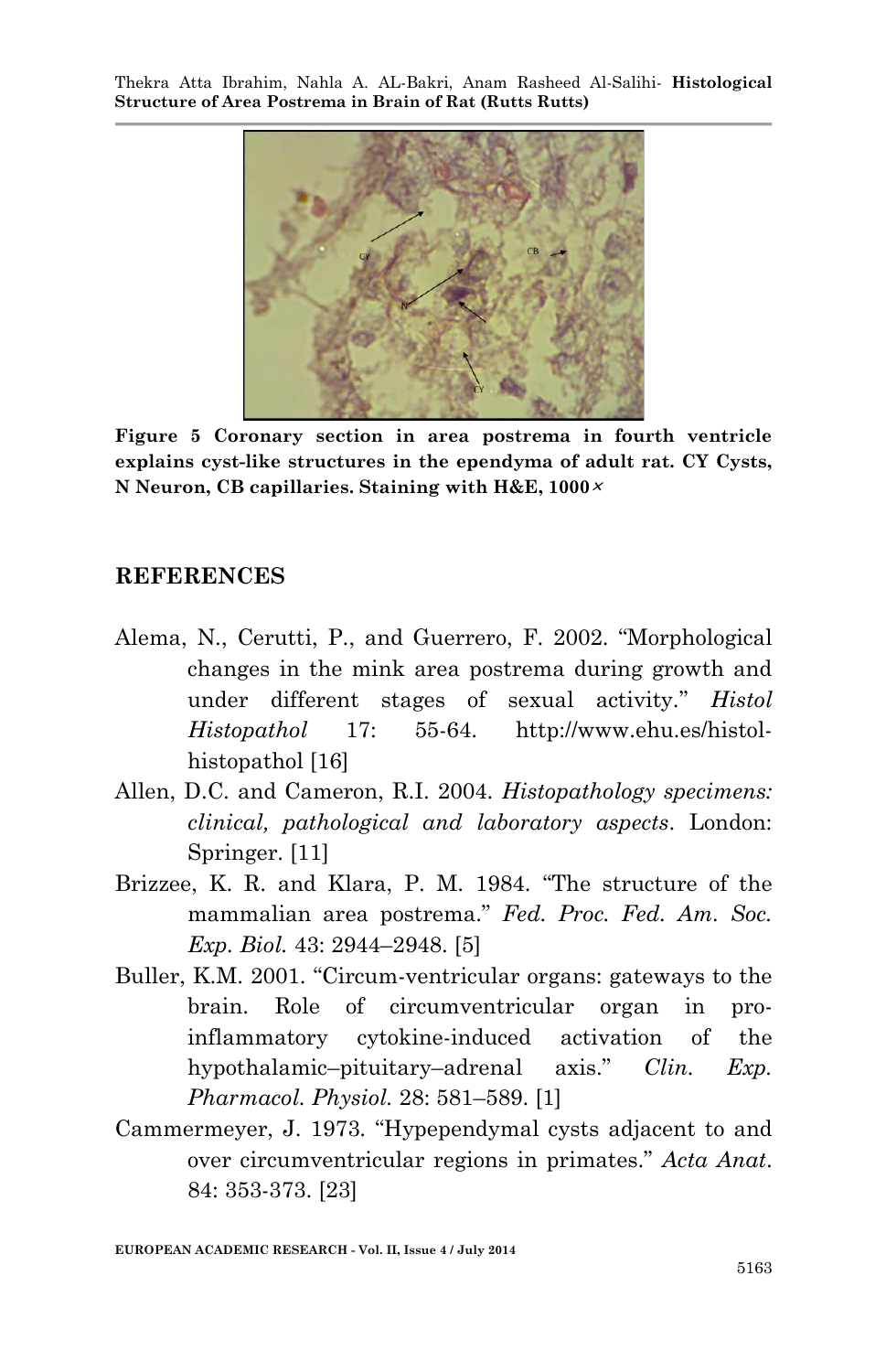Figure 5 Coronary section in area postrema in fourth ventricle explains cyst-like structures in the ependyma of adult rat. CY Cysts, N Neuron, CB capillaries. Staining with H&E, 1000×

## REFERENCES

Alema, N., Cerutti, P., and Guerrero, F. 2002. "Morphological changes in the mink area postrema during growth and under different stages of sexual activity." *Histol Histopathol* 17: 55-64. http://www.ehu.es/histol-histopathol [16]

Allen, D.C. and Cameron, R.I. 2004. *Histopathology specimens: clinical, pathological and laboratory aspects*. London: Springer. [11]

Brizzee, K. R. and Klara, P. M. 1984. "The structure of the mammalian area postrema." *Fed. Proc. Fed. Am. Soc. Exp. Biol.* 43: 2944–2948. [5]

Buller, K.M. 2001. "Circum-ventricular organs: gateways to the brain. Role of circumventricular organ in pro-inflammatory cytokine-induced activation of the hypothalamic–pituitary–adrenal axis." *Clin. Exp. Pharmacol. Physiol.* 28: 581–589. [1]

Cammermeyer, J. 1973. "Hypependymal cysts adjacent to and over circumventricular regions in primates." *Acta Anat.* 84: 353-373. [23]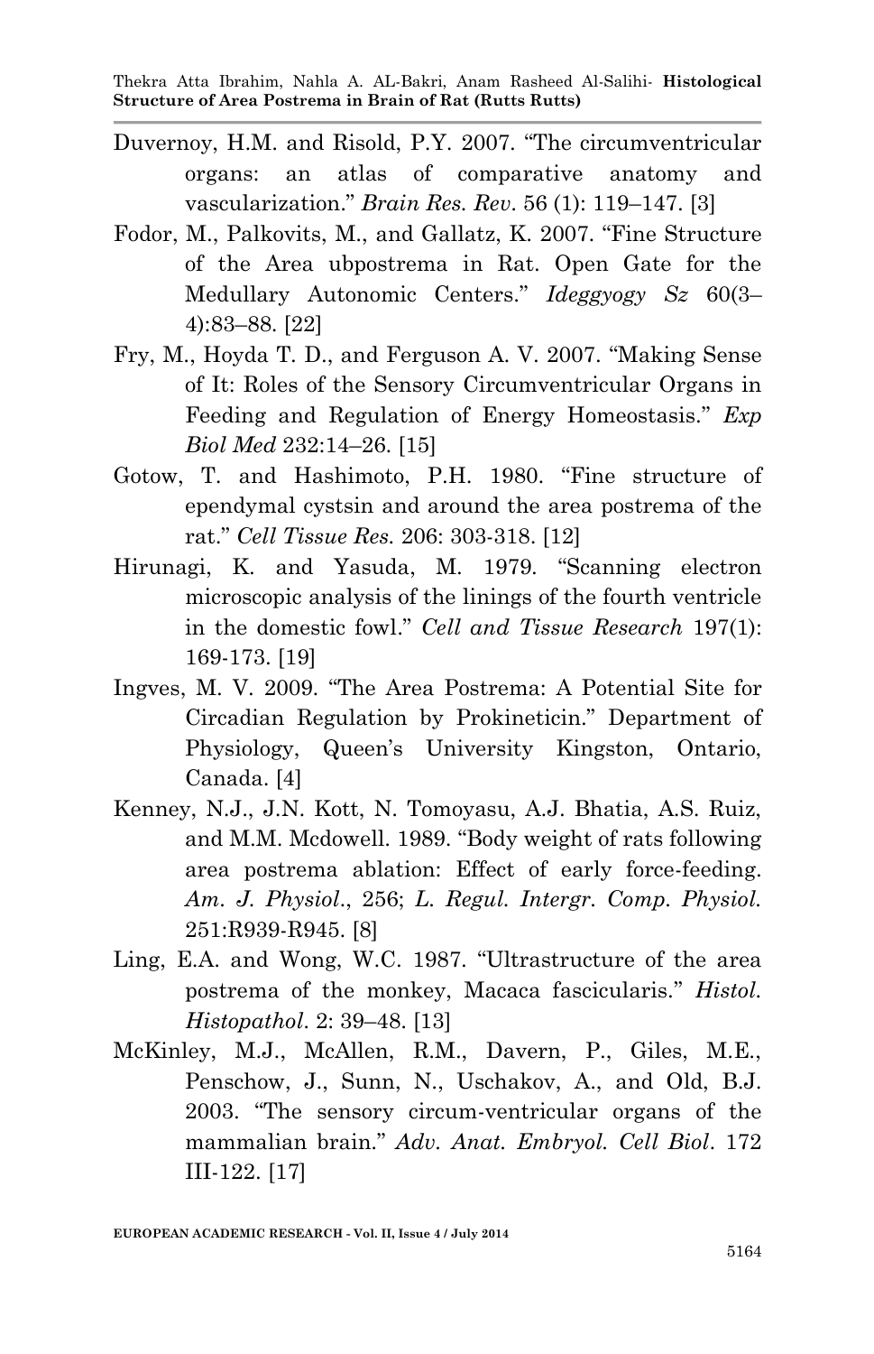Duvernoy, H.M. and Risold, P.Y. 2007. "The circumventricular organs: an atlas of comparative anatomy and vascularization." *Brain Res. Rev*. 56 (1): 119–147. [3]

Fodor, M., Palkovits, M., and Gallatz, K. 2007. "Fine Structure of the Area ubpostrema in Rat. Open Gate for the Medullary Autonomic Centers." *Ideggyogy Sz* 60(3–4):83–88. [22]

Fry, M., Hoyda T. D., and Ferguson A. V. 2007. "Making Sense of It: Roles of the Sensory Circumventricular Organs in Feeding and Regulation of Energy Homeostasis." *Exp Biol Med* 232:14–26. [15]

Gotow, T. and Hashimoto, P.H. 1980. "Fine structure of ependymal cystsin and around the area postrema of the rat." *Cell Tissue Res.* 206: 303-318. [12]

Hirunagi, K. and Yasuda, M. 1979. "Scanning electron microscopic analysis of the linings of the fourth ventricle in the domestic fowl." *Cell and Tissue Research* 197(1): 169-173. [19]

Ingves, M. V. 2009. "The Area Postrema: A Potential Site for Circadian Regulation by Prokineticin." Department of Physiology, Queen's University Kingston, Ontario, Canada. [4]

Kenney, N.J., J.N. Kott, N. Tomoyasu, A.J. Bhatia, A.S. Ruiz, and M.M. Mcdowell. 1989. "Body weight of rats following area postrema ablation: Effect of early force-feeding. *Am. J. Physiol*., 256; *L. Regul. Intergr. Comp. Physiol.* 251:R939-R945. [8]

Ling, E.A. and Wong, W.C. 1987. "Ultrastructure of the area postrema of the monkey, Macaca fascicularis." *Histol. Histopathol*. 2: 39–48. [13]

McKinley, M.J., McAllen, R.M., Davern, P., Giles, M.E., Penschow, J., Sunn, N., Uschakov, A., and Old, B.J. 2003. "The sensory circum-ventricular organs of the mammalian brain." *Adv. Anat. Embryol. Cell Biol*. 172 III-122. [17]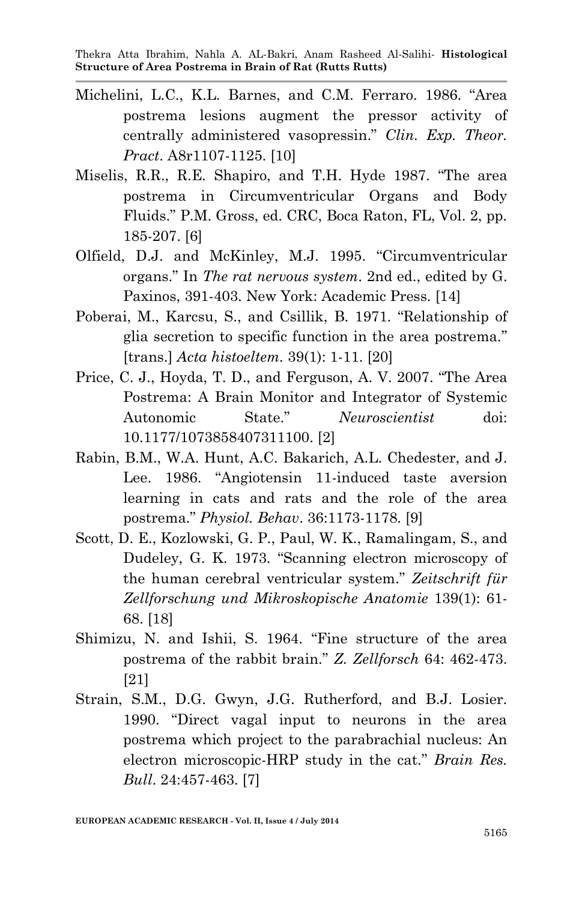Michelini, L.C., K.L. Barnes, and C.M. Ferraro. 1986. "Area postrema lesions augment the pressor activity of centrally administered vasopressin." *Clin. Exp. Theor. Pract*. A8r1107-1125. [10]

Miselis, R.R., R.E. Shapiro, and T.H. Hyde 1987. "The area postrema in Circumventricular Organs and Body Fluids." P.M. Gross, ed. CRC, Boca Raton, FL, Vol. 2, pp. 185-207. [6]

Olfield, D.J. and McKinley, M.J. 1995. "Circumventricular organs." In *The rat nervous system*. 2nd ed., edited by G. Paxinos, 391-403. New York: Academic Press. [14]

Poberai, M., Karcsu, S., and Csillik, B. 1971. "Relationship of glia secretion to specific function in the area postrema." [trans.] *Acta histoeltem*. 39(1): 1-11. [20]

Price, C. J., Hoyda, T. D., and Ferguson, A. V. 2007. "The Area Postrema: A Brain Monitor and Integrator of Systemic Autonomic State." *Neuroscientist* doi: 10.1177/1073858407311100. [2]

Rabin, B.M., W.A. Hunt, A.C. Bakarich, A.L. Chedester, and J. Lee. 1986. "Angiotensin 11-induced taste aversion learning in cats and rats and the role of the area postrema." *Physiol. Behav*. 36:1173-1178. [9]

Scott, D. E., Kozlowski, G. P., Paul, W. K., Ramalingam, S., and Dudeley, G. K. 1973. "Scanning electron microscopy of the human cerebral ventricular system." *Zeitschrift für Zellforschung und Mikroskopische Anatomie* 139(1): 61-68. [18]

Shimizu, N. and Ishii, S. 1964. "Fine structure of the area postrema of the rabbit brain." *Z. Zellforsch* 64: 462-473. [21]

Strain, S.M., D.G. Gwyn, J.G. Rutherford, and B.J. Losier. 1990. "Direct vagal input to neurons in the area postrema which project to the parabrachial nucleus: An electron microscopic-HRP study in the cat." *Brain Res. Bull*. 24:457-463. [7]